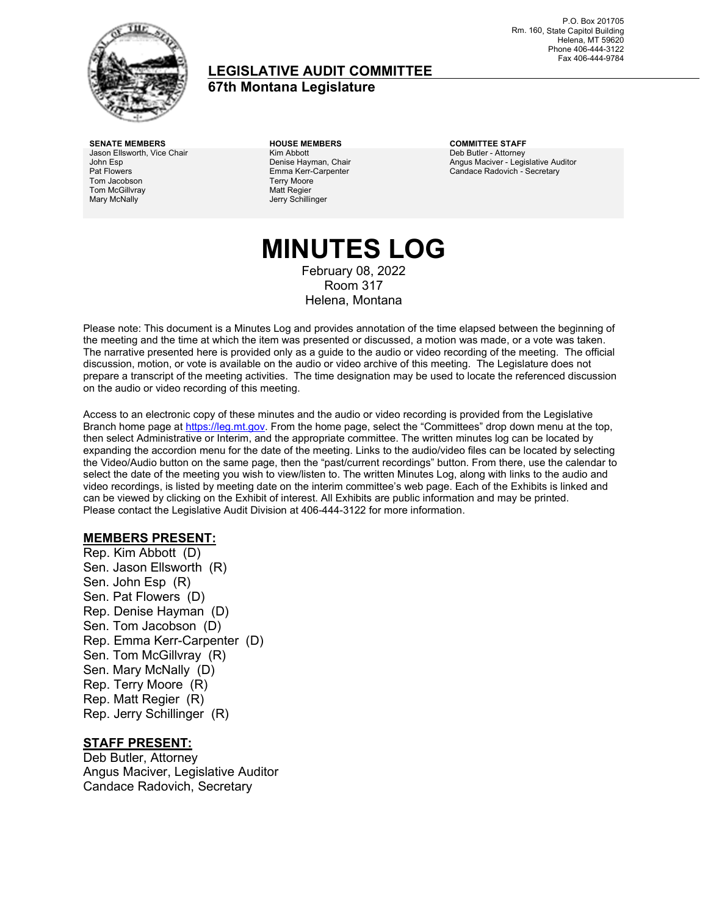P.O. Box 201705
Rm. 160, State Capitol Building
Helena, MT 59620
Phone 406-444-3122
Fax 406-444-9784

# LEGISLATIVE AUDIT COMMITTEE
## 67th Montana Legislature

| SENATE MEMBERS | HOUSE MEMBERS | COMMITTEE STAFF |
| --- | --- | --- |
| Jason Ellsworth, Vice Chair | Kim Abbott | Deb Butler - Attorney |
| John Esp | Denise Hayman, Chair | Angus Maciver - Legislative Auditor |
| Pat Flowers | Emma Kerr-Carpenter | Candace Radovich - Secretary |
| Tom Jacobson | Terry Moore | |
| Tom McGillvray | Matt Regier | |
| Mary McNally | Jerry Schillinger | |

# MINUTES LOG

February 08, 2022
Room 317
Helena, Montana

Please note: This document is a Minutes Log and provides annotation of the time elapsed between the beginning of the meeting and the time at which the item was presented or discussed, a motion was made, or a vote was taken. The narrative presented here is provided only as a guide to the audio or video recording of the meeting. The official discussion, motion, or vote is available on the audio or video archive of this meeting. The Legislature does not prepare a transcript of the meeting activities. The time designation may be used to locate the referenced discussion on the audio or video recording of this meeting.

Access to an electronic copy of these minutes and the audio or video recording is provided from the Legislative Branch home page at https://leg.mt.gov. From the home page, select the "Committees" drop down menu at the top, then select Administrative or Interim, and the appropriate committee. The written minutes log can be located by expanding the accordion menu for the date of the meeting. Links to the audio/video files can be located by selecting the Video/Audio button on the same page, then the "past/current recordings" button. From there, use the calendar to select the date of the meeting you wish to view/listen to. The written Minutes Log, along with links to the audio and video recordings, is listed by meeting date on the interim committee's web page. Each of the Exhibits is linked and can be viewed by clicking on the Exhibit of interest. All Exhibits are public information and may be printed. Please contact the Legislative Audit Division at 406-444-3122 for more information.

## MEMBERS PRESENT:

Rep. Kim Abbott (D)
Sen. Jason Ellsworth (R)
Sen. John Esp (R)
Sen. Pat Flowers (D)
Rep. Denise Hayman (D)
Sen. Tom Jacobson (D)
Rep. Emma Kerr-Carpenter (D)
Sen. Tom McGillvray (R)
Sen. Mary McNally (D)
Rep. Terry Moore (R)
Rep. Matt Regier (R)
Rep. Jerry Schillinger (R)

## STAFF PRESENT:

Deb Butler, Attorney
Angus Maciver, Legislative Auditor
Candace Radovich, Secretary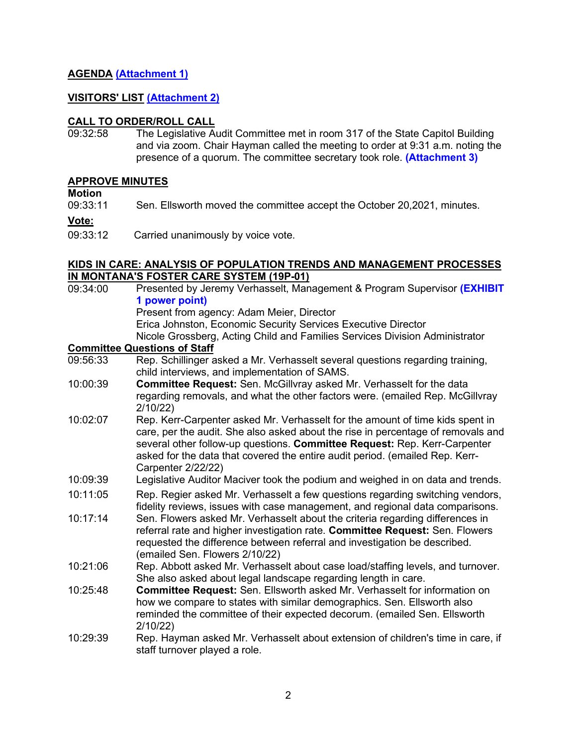**AGENDA (Attachment 1)**

**VISITORS' LIST (Attachment 2)**

**CALL TO ORDER/ROLL CALL**

09:32:58 The Legislative Audit Committee met in room 317 of the State Capitol Building and via zoom. Chair Hayman called the meeting to order at 9:31 a.m. noting the presence of a quorum. The committee secretary took role. **(Attachment 3)**

**APPROVE MINUTES**

**Motion**

09:33:11 Sen. Ellsworth moved the committee accept the October 20,2021, minutes.

**Vote:**

09:33:12 Carried unanimously by voice vote.

**KIDS IN CARE: ANALYSIS OF POPULATION TRENDS AND MANAGEMENT PROCESSES IN MONTANA'S FOSTER CARE SYSTEM (19P-01)**

09:34:00 Presented by Jeremy Verhasselt, Management & Program Supervisor **(EXHIBIT 1 power point)**
Present from agency: Adam Meier, Director
Erica Johnston, Economic Security Services Executive Director
Nicole Grossberg, Acting Child and Families Services Division Administrator

**Committee Questions of Staff**

10:56:33 Rep. Schillinger asked a Mr. Verhasselt several questions regarding training, child interviews, and implementation of SAMS.

10:00:39 **Committee Request:** Sen. McGillvray asked Mr. Verhasselt for the data regarding removals, and what the other factors were. (emailed Rep. McGillvray 2/10/22)

10:02:07 Rep. Kerr-Carpenter asked Mr. Verhasselt for the amount of time kids spent in care, per the audit. She also asked about the rise in percentage of removals and several other follow-up questions. **Committee Request:** Rep. Kerr-Carpenter asked for the data that covered the entire audit period. (emailed Rep. Kerr-Carpenter 2/22/22)

10:09:39 Legislative Auditor Maciver took the podium and weighed in on data and trends.

10:11:05 Rep. Regier asked Mr. Verhasselt a few questions regarding switching vendors, fidelity reviews, issues with case management, and regional data comparisons.

10:17:14 Sen. Flowers asked Mr. Verhasselt about the criteria regarding differences in referral rate and higher investigation rate. **Committee Request:** Sen. Flowers requested the difference between referral and investigation be described. (emailed Sen. Flowers 2/10/22)

10:21:06 Rep. Abbott asked Mr. Verhasselt about case load/staffing levels, and turnover. She also asked about legal landscape regarding length in care.

10:25:48 **Committee Request:** Sen. Ellsworth asked Mr. Verhasselt for information on how we compare to states with similar demographics. Sen. Ellsworth also reminded the committee of their expected decorum. (emailed Sen. Ellsworth 2/10/22)

10:29:39 Rep. Hayman asked Mr. Verhasselt about extension of children's time in care, if staff turnover played a role.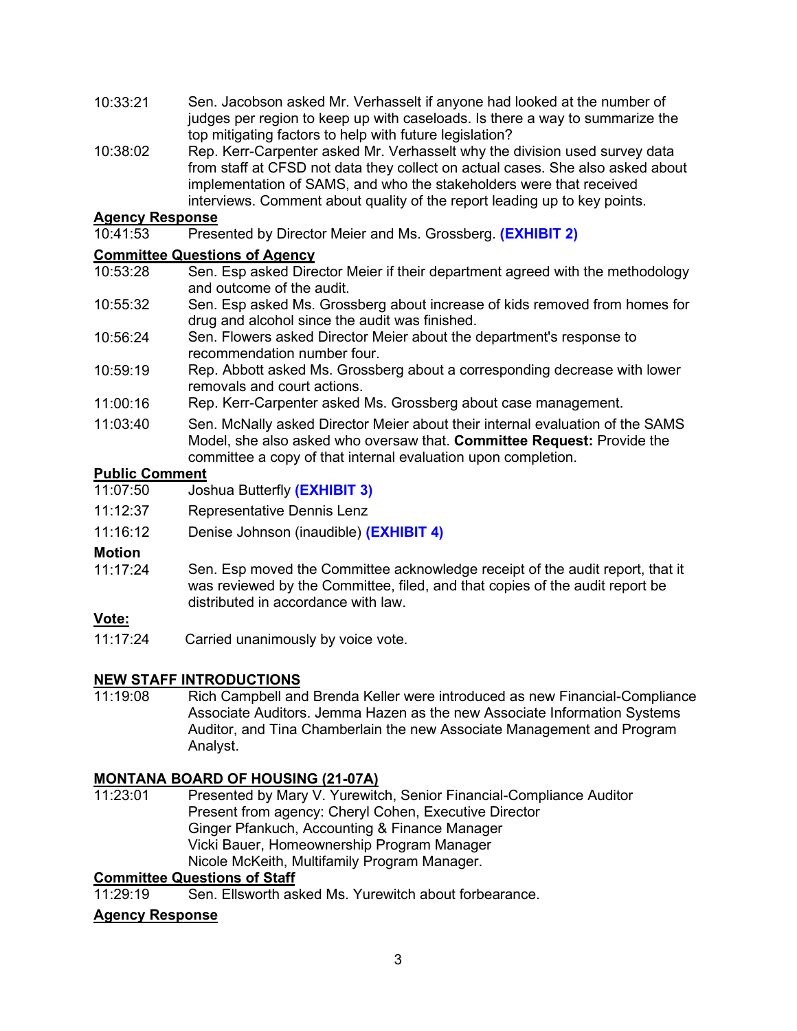10:33:21 Sen. Jacobson asked Mr. Verhasselt if anyone had looked at the number of judges per region to keep up with caseloads. Is there a way to summarize the top mitigating factors to help with future legislation?

10:38:02 Rep. Kerr-Carpenter asked Mr. Verhasselt why the division used survey data from staff at CFSD not data they collect on actual cases. She also asked about implementation of SAMS, and who the stakeholders were that received interviews. Comment about quality of the report leading up to key points.

**Agency Response**

10:41:53 Presented by Director Meier and Ms. Grossberg. **(EXHIBIT 2)**

**Committee Questions of Agency**

10:53:28 Sen. Esp asked Director Meier if their department agreed with the methodology and outcome of the audit.

10:55:32 Sen. Esp asked Ms. Grossberg about increase of kids removed from homes for drug and alcohol since the audit was finished.

10:56:24 Sen. Flowers asked Director Meier about the department's response to recommendation number four.

10:59:19 Rep. Abbott asked Ms. Grossberg about a corresponding decrease with lower removals and court actions.

11:00:16 Rep. Kerr-Carpenter asked Ms. Grossberg about case management.

11:03:40 Sen. McNally asked Director Meier about their internal evaluation of the SAMS Model, she also asked who oversaw that. **Committee Request:** Provide the committee a copy of that internal evaluation upon completion.

**Public Comment**

11:07:50 Joshua Butterfly **(EXHIBIT 3)**

11:12:37 Representative Dennis Lenz

11:16:12 Denise Johnson (inaudible) **(EXHIBIT 4)**

**Motion**

11:17:24 Sen. Esp moved the Committee acknowledge receipt of the audit report, that it was reviewed by the Committee, filed, and that copies of the audit report be distributed in accordance with law.

**Vote:**

11:17:24 Carried unanimously by voice vote.

## NEW STAFF INTRODUCTIONS

11:19:08 Rich Campbell and Brenda Keller were introduced as new Financial-Compliance Associate Auditors. Jemma Hazen as the new Associate Information Systems Auditor, and Tina Chamberlain the new Associate Management and Program Analyst.

## MONTANA BOARD OF HOUSING (21-07A)

11:23:01 Presented by Mary V. Yurewitch, Senior Financial-Compliance Auditor
Present from agency: Cheryl Cohen, Executive Director
Ginger Pfankuch, Accounting & Finance Manager
Vicki Bauer, Homeownership Program Manager
Nicole McKeith, Multifamily Program Manager.

**Committee Questions of Staff**

11:29:19 Sen. Ellsworth asked Ms. Yurewitch about forbearance.

**Agency Response**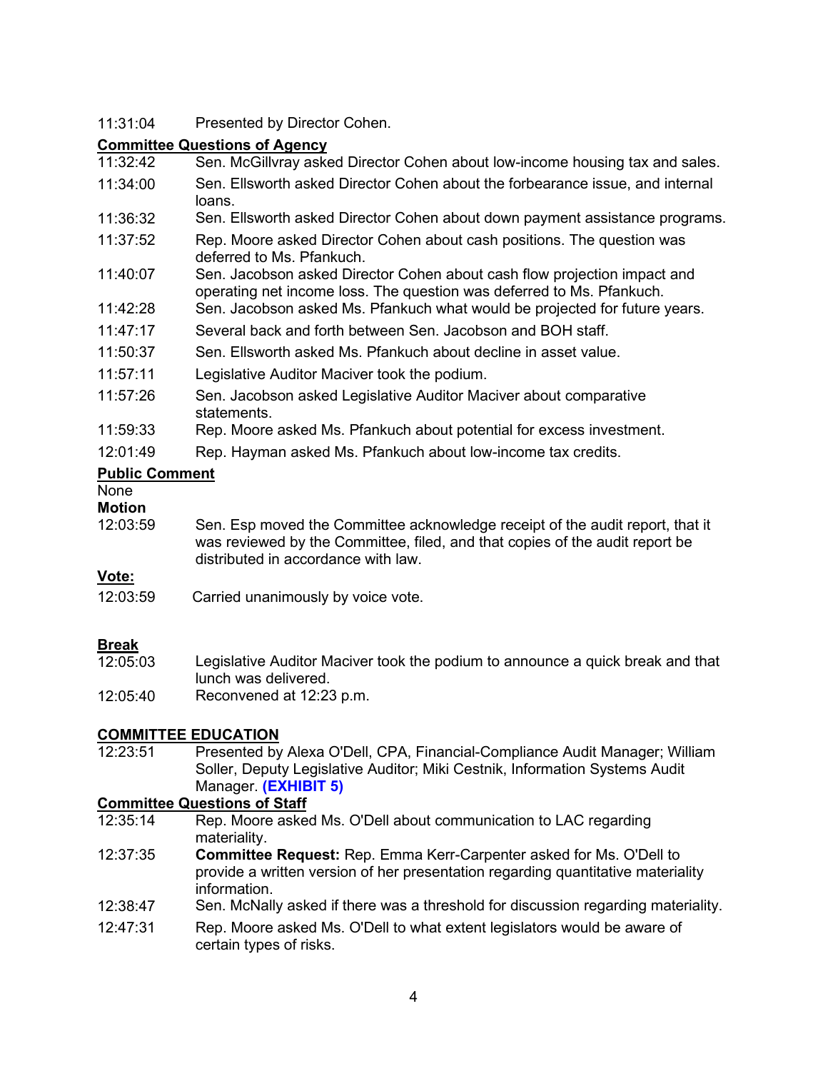11:31:04 Presented by Director Cohen.

**Committee Questions of Agency**

| | |
|---|---|
| 11:32:42 | Sen. McGillvray asked Director Cohen about low-income housing tax and sales. |
| 11:34:00 | Sen. Ellsworth asked Director Cohen about the forbearance issue, and internal loans. |
| 11:36:32 | Sen. Ellsworth asked Director Cohen about down payment assistance programs. |
| 11:37:52 | Rep. Moore asked Director Cohen about cash positions. The question was deferred to Ms. Pfankuch. |
| 11:40:07 | Sen. Jacobson asked Director Cohen about cash flow projection impact and operating net income loss. The question was deferred to Ms. Pfankuch. |
| 11:42:28 | Sen. Jacobson asked Ms. Pfankuch what would be projected for future years. |
| 11:47:17 | Several back and forth between Sen. Jacobson and BOH staff. |
| 11:50:37 | Sen. Ellsworth asked Ms. Pfankuch about decline in asset value. |
| 11:57:11 | Legislative Auditor Maciver took the podium. |
| 11:57:26 | Sen. Jacobson asked Legislative Auditor Maciver about comparative statements. |
| 11:59:33 | Rep. Moore asked Ms. Pfankuch about potential for excess investment. |
| 12:01:49 | Rep. Hayman asked Ms. Pfankuch about low-income tax credits. |

**Public Comment**

None

**Motion**

12:03:59 Sen. Esp moved the Committee acknowledge receipt of the audit report, that it was reviewed by the Committee, filed, and that copies of the audit report be distributed in accordance with law.

**Vote:**

12:03:59 Carried unanimously by voice vote.

**Break**

| | |
|---|---|
| 12:05:03 | Legislative Auditor Maciver took the podium to announce a quick break and that lunch was delivered. |
| 12:05:40 | Reconvened at 12:23 p.m. |

**COMMITTEE EDUCATION**

12:23:51 Presented by Alexa O'Dell, CPA, Financial-Compliance Audit Manager; William Soller, Deputy Legislative Auditor; Miki Cestnik, Information Systems Audit Manager. **(EXHIBIT 5)**

**Committee Questions of Staff**

| | |
|---|---|
| 12:35:14 | Rep. Moore asked Ms. O'Dell about communication to LAC regarding materiality. |
| 12:37:35 | **Committee Request:** Rep. Emma Kerr-Carpenter asked for Ms. O'Dell to provide a written version of her presentation regarding quantitative materiality information. |
| 12:38:47 | Sen. McNally asked if there was a threshold for discussion regarding materiality. |
| 12:47:31 | Rep. Moore asked Ms. O'Dell to what extent legislators would be aware of certain types of risks. |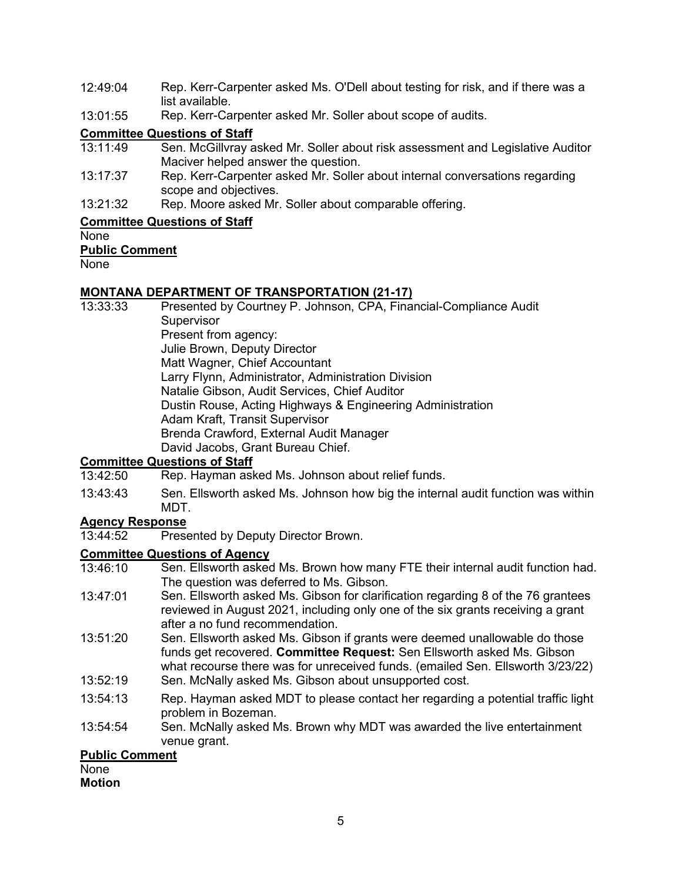12:49:04 Rep. Kerr-Carpenter asked Ms. O'Dell about testing for risk, and if there was a list available.

13:01:55 Rep. Kerr-Carpenter asked Mr. Soller about scope of audits.

**Committee Questions of Staff**

13:11:49 Sen. McGillvray asked Mr. Soller about risk assessment and Legislative Auditor Maciver helped answer the question.

13:17:37 Rep. Kerr-Carpenter asked Mr. Soller about internal conversations regarding scope and objectives.

13:21:32 Rep. Moore asked Mr. Soller about comparable offering.

**Committee Questions of Staff**

None

**Public Comment**

None

**MONTANA DEPARTMENT OF TRANSPORTATION (21-17)**

13:33:33 Presented by Courtney P. Johnson, CPA, Financial-Compliance Audit Supervisor
Present from agency:
Julie Brown, Deputy Director
Matt Wagner, Chief Accountant
Larry Flynn, Administrator, Administration Division
Natalie Gibson, Audit Services, Chief Auditor
Dustin Rouse, Acting Highways & Engineering Administration
Adam Kraft, Transit Supervisor
Brenda Crawford, External Audit Manager
David Jacobs, Grant Bureau Chief.

**Committee Questions of Staff**

13:42:50 Rep. Hayman asked Ms. Johnson about relief funds.

13:43:43 Sen. Ellsworth asked Ms. Johnson how big the internal audit function was within MDT.

**Agency Response**

13:44:52 Presented by Deputy Director Brown.

**Committee Questions of Agency**

13:46:10 Sen. Ellsworth asked Ms. Brown how many FTE their internal audit function had. The question was deferred to Ms. Gibson.

13:47:01 Sen. Ellsworth asked Ms. Gibson for clarification regarding 8 of the 76 grantees reviewed in August 2021, including only one of the six grants receiving a grant after a no fund recommendation.

13:51:20 Sen. Ellsworth asked Ms. Gibson if grants were deemed unallowable do those funds get recovered. **Committee Request:** Sen Ellsworth asked Ms. Gibson what recourse there was for unreceived funds. (emailed Sen. Ellsworth 3/23/22)

13:52:19 Sen. McNally asked Ms. Gibson about unsupported cost.

13:54:13 Rep. Hayman asked MDT to please contact her regarding a potential traffic light problem in Bozeman.

13:54:54 Sen. McNally asked Ms. Brown why MDT was awarded the live entertainment venue grant.

**Public Comment**

None

**Motion**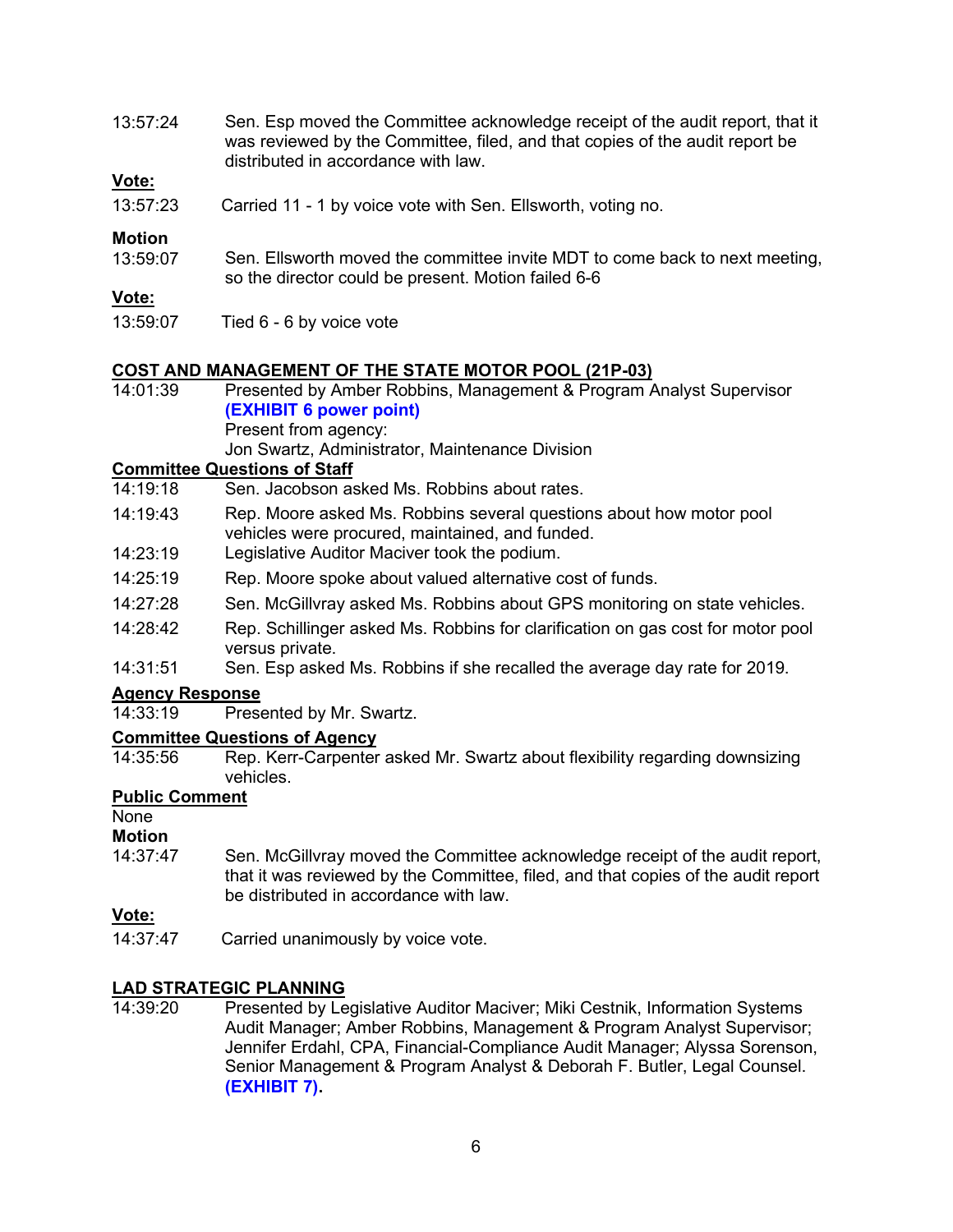13:57:24 Sen. Esp moved the Committee acknowledge receipt of the audit report, that it was reviewed by the Committee, filed, and that copies of the audit report be distributed in accordance with law.

**Vote:**

13:57:23 Carried 11 - 1 by voice vote with Sen. Ellsworth, voting no.

**Motion**

13:59:07 Sen. Ellsworth moved the committee invite MDT to come back to next meeting, so the director could be present. Motion failed 6-6

**Vote:**

13:59:07 Tied 6 - 6 by voice vote

**COST AND MANAGEMENT OF THE STATE MOTOR POOL (21P-03)**

14:01:39 Presented by Amber Robbins, Management & Program Analyst Supervisor **(EXHIBIT 6 power point)**
Present from agency:
Jon Swartz, Administrator, Maintenance Division

**Committee Questions of Staff**

14:19:18 Sen. Jacobson asked Ms. Robbins about rates.

14:19:43 Rep. Moore asked Ms. Robbins several questions about how motor pool vehicles were procured, maintained, and funded.

14:23:19 Legislative Auditor Maciver took the podium.

14:25:19 Rep. Moore spoke about valued alternative cost of funds.

14:27:28 Sen. McGillvray asked Ms. Robbins about GPS monitoring on state vehicles.

14:28:42 Rep. Schillinger asked Ms. Robbins for clarification on gas cost for motor pool versus private.

14:31:51 Sen. Esp asked Ms. Robbins if she recalled the average day rate for 2019.

**Agency Response**

14:33:19 Presented by Mr. Swartz.

**Committee Questions of Agency**

14:35:56 Rep. Kerr-Carpenter asked Mr. Swartz about flexibility regarding downsizing vehicles.

**Public Comment**

None

**Motion**

14:37:47 Sen. McGillvray moved the Committee acknowledge receipt of the audit report, that it was reviewed by the Committee, filed, and that copies of the audit report be distributed in accordance with law.

**Vote:**

14:37:47 Carried unanimously by voice vote.

**LAD STRATEGIC PLANNING**

14:39:20 Presented by Legislative Auditor Maciver; Miki Cestnik, Information Systems Audit Manager; Amber Robbins, Management & Program Analyst Supervisor; Jennifer Erdahl, CPA, Financial-Compliance Audit Manager; Alyssa Sorenson, Senior Management & Program Analyst & Deborah F. Butler, Legal Counsel. **(EXHIBIT 7).**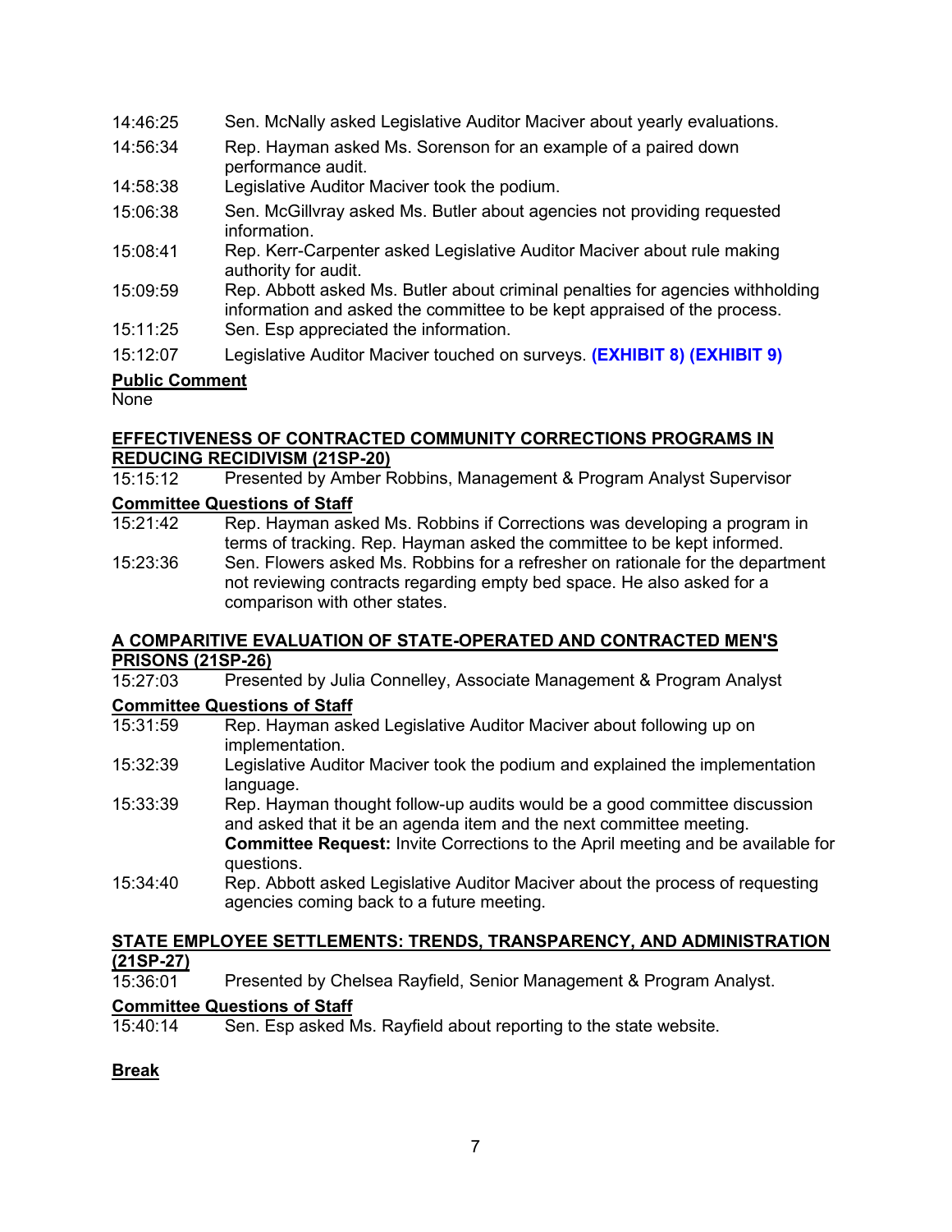14:46:25 Sen. McNally asked Legislative Auditor Maciver about yearly evaluations.

14:56:34 Rep. Hayman asked Ms. Sorenson for an example of a paired down performance audit.

14:58:38 Legislative Auditor Maciver took the podium.

15:06:38 Sen. McGillvray asked Ms. Butler about agencies not providing requested information.

15:08:41 Rep. Kerr-Carpenter asked Legislative Auditor Maciver about rule making authority for audit.

15:09:59 Rep. Abbott asked Ms. Butler about criminal penalties for agencies withholding information and asked the committee to be kept appraised of the process.

15:11:25 Sen. Esp appreciated the information.

15:12:07 Legislative Auditor Maciver touched on surveys. **(EXHIBIT 8) (EXHIBIT 9)**

**Public Comment**

None

**EFFECTIVENESS OF CONTRACTED COMMUNITY CORRECTIONS PROGRAMS IN REDUCING RECIDIVISM (21SP-20)**

15:15:12 Presented by Amber Robbins, Management & Program Analyst Supervisor

**Committee Questions of Staff**

15:21:42 Rep. Hayman asked Ms. Robbins if Corrections was developing a program in terms of tracking. Rep. Hayman asked the committee to be kept informed.

15:23:36 Sen. Flowers asked Ms. Robbins for a refresher on rationale for the department not reviewing contracts regarding empty bed space. He also asked for a comparison with other states.

**A COMPARITIVE EVALUATION OF STATE-OPERATED AND CONTRACTED MEN'S PRISONS (21SP-26)**

15:27:03 Presented by Julia Connelley, Associate Management & Program Analyst

**Committee Questions of Staff**

15:31:59 Rep. Hayman asked Legislative Auditor Maciver about following up on implementation.

15:32:39 Legislative Auditor Maciver took the podium and explained the implementation language.

15:33:39 Rep. Hayman thought follow-up audits would be a good committee discussion and asked that it be an agenda item and the next committee meeting. **Committee Request:** Invite Corrections to the April meeting and be available for questions.

15:34:40 Rep. Abbott asked Legislative Auditor Maciver about the process of requesting agencies coming back to a future meeting.

**STATE EMPLOYEE SETTLEMENTS: TRENDS, TRANSPARENCY, AND ADMINISTRATION (21SP-27)**

15:36:01 Presented by Chelsea Rayfield, Senior Management & Program Analyst.

**Committee Questions of Staff**

15:40:14 Sen. Esp asked Ms. Rayfield about reporting to the state website.

**Break**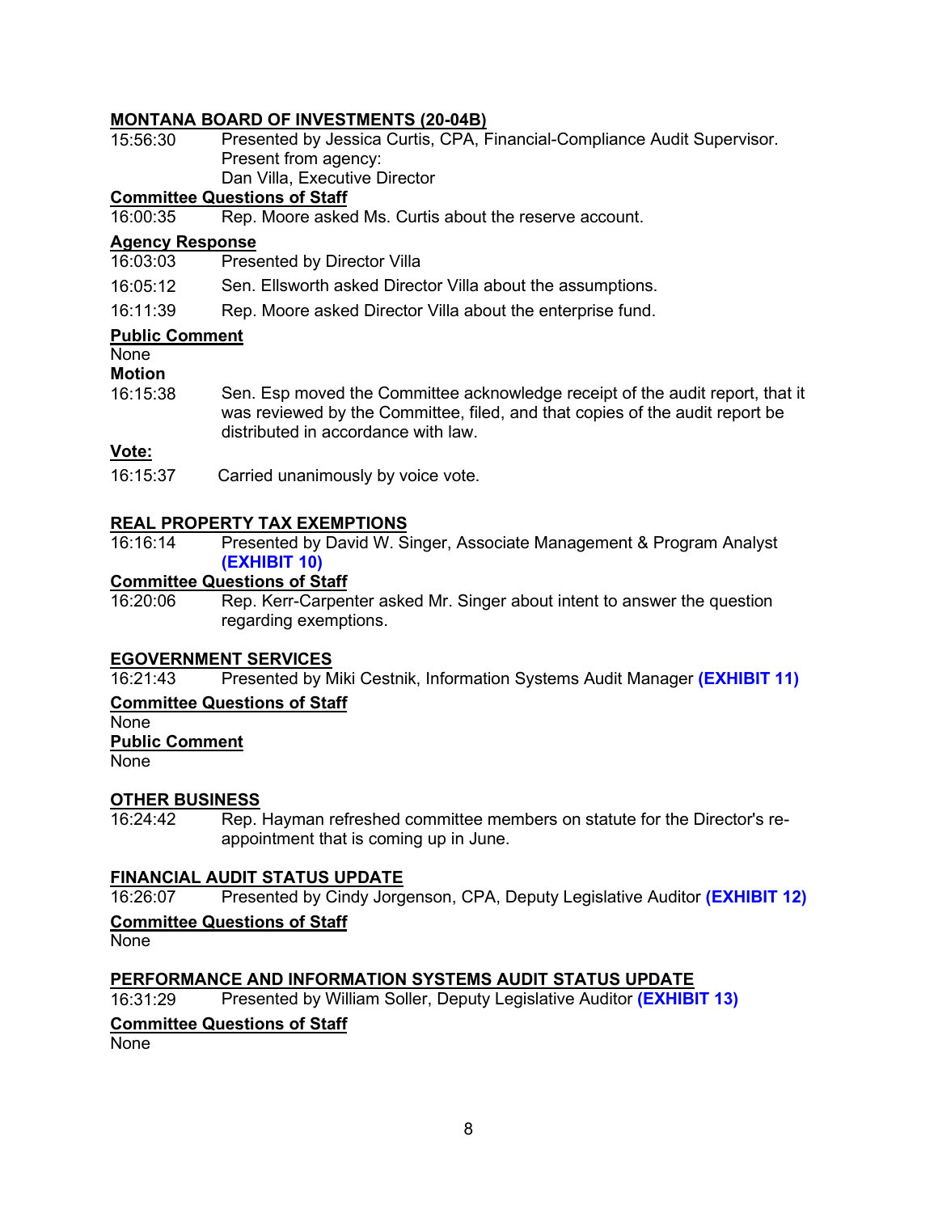## MONTANA BOARD OF INVESTMENTS (20-04B)

15:56:30 Presented by Jessica Curtis, CPA, Financial-Compliance Audit Supervisor. Present from agency:
Dan Villa, Executive Director

**Committee Questions of Staff**

16:00:35 Rep. Moore asked Ms. Curtis about the reserve account.

**Agency Response**

16:03:03 Presented by Director Villa

16:05:12 Sen. Ellsworth asked Director Villa about the assumptions.

16:11:39 Rep. Moore asked Director Villa about the enterprise fund.

**Public Comment**

None

**Motion**

16:15:38 Sen. Esp moved the Committee acknowledge receipt of the audit report, that it was reviewed by the Committee, filed, and that copies of the audit report be distributed in accordance with law.

**Vote:**

16:15:37 Carried unanimously by voice vote.

## REAL PROPERTY TAX EXEMPTIONS

16:16:14 Presented by David W. Singer, Associate Management & Program Analyst **(EXHIBIT 10)**

**Committee Questions of Staff**

16:20:06 Rep. Kerr-Carpenter asked Mr. Singer about intent to answer the question regarding exemptions.

## EGOVERNMENT SERVICES

16:21:43 Presented by Miki Cestnik, Information Systems Audit Manager **(EXHIBIT 11)**

**Committee Questions of Staff**

None

**Public Comment**

None

## OTHER BUSINESS

16:24:42 Rep. Hayman refreshed committee members on statute for the Director's re-appointment that is coming up in June.

## FINANCIAL AUDIT STATUS UPDATE

16:26:07 Presented by Cindy Jorgenson, CPA, Deputy Legislative Auditor **(EXHIBIT 12)**

**Committee Questions of Staff**

None

## PERFORMANCE AND INFORMATION SYSTEMS AUDIT STATUS UPDATE

16:31:29 Presented by William Soller, Deputy Legislative Auditor **(EXHIBIT 13)**

**Committee Questions of Staff**

None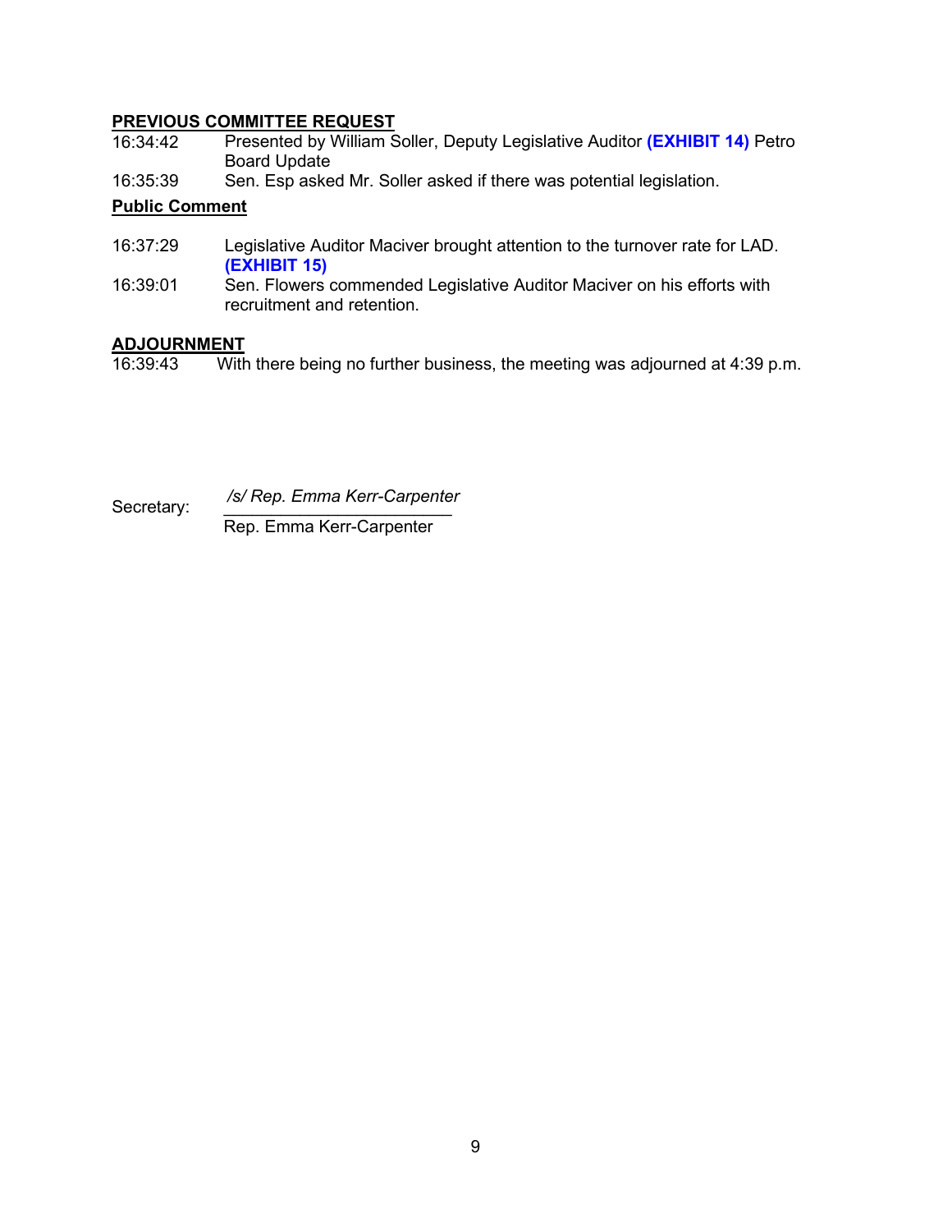**PREVIOUS COMMITTEE REQUEST**

16:34:42 Presented by William Soller, Deputy Legislative Auditor **(EXHIBIT 14)** Petro Board Update

16:35:39 Sen. Esp asked Mr. Soller asked if there was potential legislation.

**Public Comment**

16:37:29 Legislative Auditor Maciver brought attention to the turnover rate for LAD. **(EXHIBIT 15)**

16:39:01 Sen. Flowers commended Legislative Auditor Maciver on his efforts with recruitment and retention.

**ADJOURNMENT**

16:39:43 With there being no further business, the meeting was adjourned at 4:39 p.m.

Secretary: */s/ Rep. Emma Kerr-Carpenter*

Rep. Emma Kerr-Carpenter